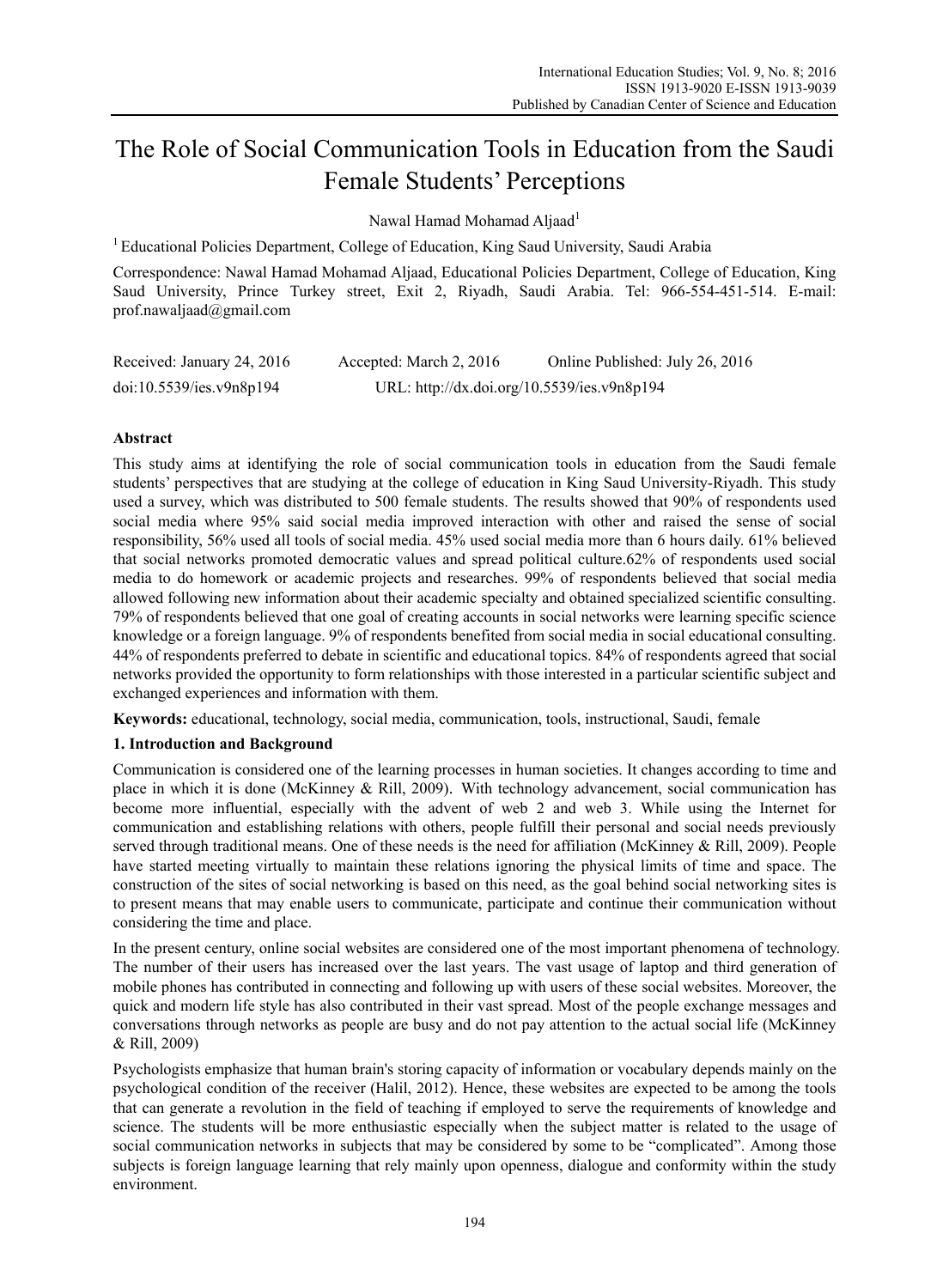# The Role of Social Communication Tools in Education from the Saudi Female Students' Perceptions

Nawal Hamad Mohamad Aljaad[1]

[1] Educational Policies Department, College of Education, King Saud University, Saudi Arabia

Correspondence: Nawal Hamad Mohamad Aljaad, Educational Policies Department, College of Education, King Saud University, Prince Turkey street, Exit 2, Riyadh, Saudi Arabia. Tel: 966-554-451-514. E-mail: prof.nawaljaad@gmail.com

Received: January 24, 2016    Accepted: March 2, 2016    Online Published: July 26, 2016

doi:10.5539/ies.v9n8p194    URL: http://dx.doi.org/10.5539/ies.v9n8p194

## Abstract

This study aims at identifying the role of social communication tools in education from the Saudi female students' perspectives that are studying at the college of education in King Saud University-Riyadh. This study used a survey, which was distributed to 500 female students. The results showed that 90% of respondents used social media where 95% said social media improved interaction with other and raised the sense of social responsibility, 56% used all tools of social media. 45% used social media more than 6 hours daily. 61% believed that social networks promoted democratic values and spread political culture.62% of respondents used social media to do homework or academic projects and researches. 99% of respondents believed that social media allowed following new information about their academic specialty and obtained specialized scientific consulting. 79% of respondents believed that one goal of creating accounts in social networks were learning specific science knowledge or a foreign language. 9% of respondents benefited from social media in social educational consulting. 44% of respondents preferred to debate in scientific and educational topics. 84% of respondents agreed that social networks provided the opportunity to form relationships with those interested in a particular scientific subject and exchanged experiences and information with them.

**Keywords:** educational, technology, social media, communication, tools, instructional, Saudi, female

## 1. Introduction and Background

Communication is considered one of the learning processes in human societies. It changes according to time and place in which it is done (McKinney & Rill, 2009). With technology advancement, social communication has become more influential, especially with the advent of web 2 and web 3. While using the Internet for communication and establishing relations with others, people fulfill their personal and social needs previously served through traditional means. One of these needs is the need for affiliation (McKinney & Rill, 2009). People have started meeting virtually to maintain these relations ignoring the physical limits of time and space. The construction of the sites of social networking is based on this need, as the goal behind social networking sites is to present means that may enable users to communicate, participate and continue their communication without considering the time and place.

In the present century, online social websites are considered one of the most important phenomena of technology. The number of their users has increased over the last years. The vast usage of laptop and third generation of mobile phones has contributed in connecting and following up with users of these social websites. Moreover, the quick and modern life style has also contributed in their vast spread. Most of the people exchange messages and conversations through networks as people are busy and do not pay attention to the actual social life (McKinney & Rill, 2009)

Psychologists emphasize that human brain's storing capacity of information or vocabulary depends mainly on the psychological condition of the receiver (Halil, 2012). Hence, these websites are expected to be among the tools that can generate a revolution in the field of teaching if employed to serve the requirements of knowledge and science. The students will be more enthusiastic especially when the subject matter is related to the usage of social communication networks in subjects that may be considered by some to be "complicated". Among those subjects is foreign language learning that rely mainly upon openness, dialogue and conformity within the study environment.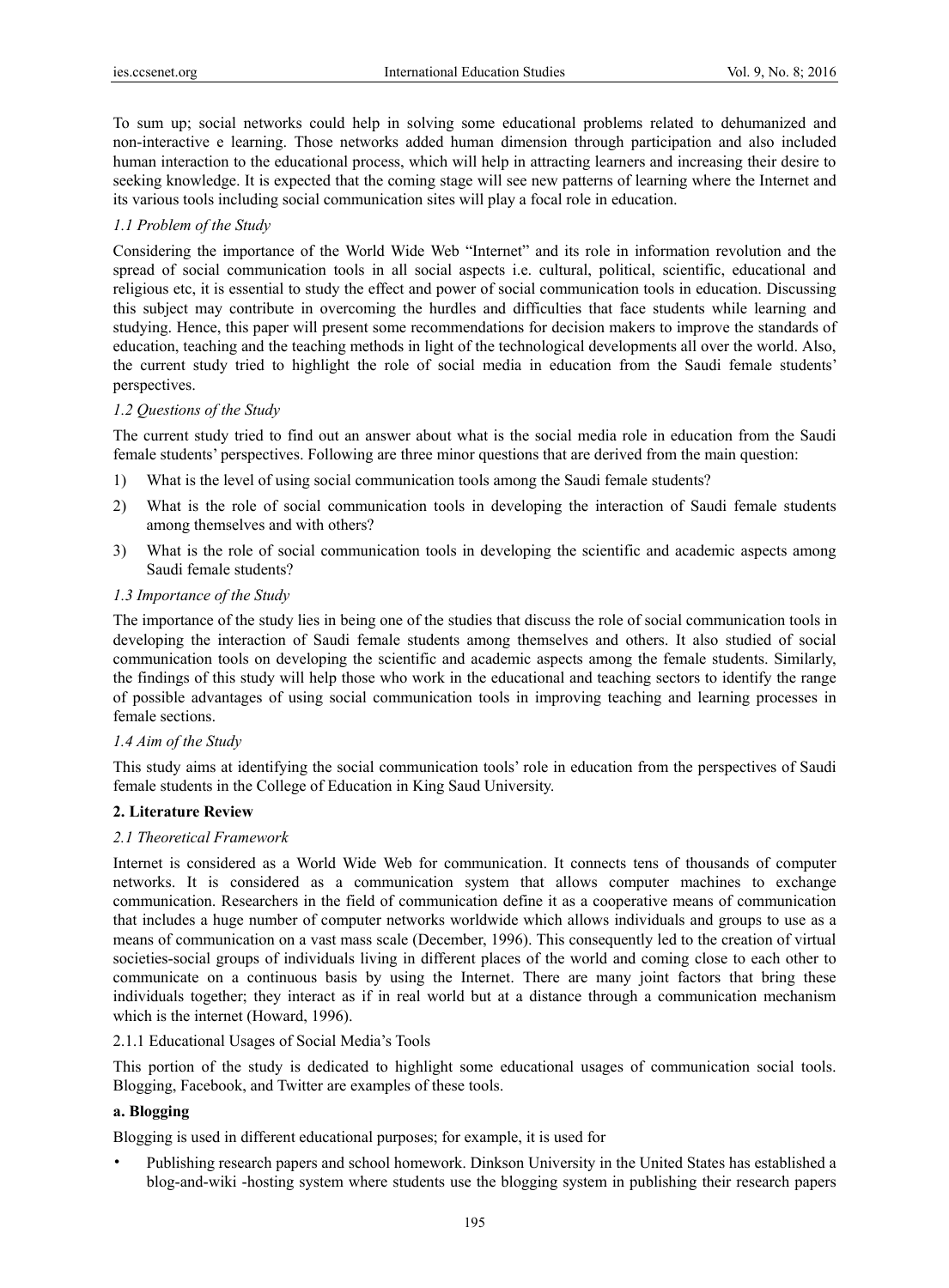To sum up; social networks could help in solving some educational problems related to dehumanized and non-interactive e learning. Those networks added human dimension through participation and also included human interaction to the educational process, which will help in attracting learners and increasing their desire to seeking knowledge. It is expected that the coming stage will see new patterns of learning where the Internet and its various tools including social communication sites will play a focal role in education.

### *1.1 Problem of the Study*

Considering the importance of the World Wide Web "Internet" and its role in information revolution and the spread of social communication tools in all social aspects i.e. cultural, political, scientific, educational and religious etc, it is essential to study the effect and power of social communication tools in education. Discussing this subject may contribute in overcoming the hurdles and difficulties that face students while learning and studying. Hence, this paper will present some recommendations for decision makers to improve the standards of education, teaching and the teaching methods in light of the technological developments all over the world. Also, the current study tried to highlight the role of social media in education from the Saudi female students' perspectives.

### *1.2 Questions of the Study*

The current study tried to find out an answer about what is the social media role in education from the Saudi female students' perspectives. Following are three minor questions that are derived from the main question:

1) What is the level of using social communication tools among the Saudi female students?
2) What is the role of social communication tools in developing the interaction of Saudi female students among themselves and with others?
3) What is the role of social communication tools in developing the scientific and academic aspects among Saudi female students?

### *1.3 Importance of the Study*

The importance of the study lies in being one of the studies that discuss the role of social communication tools in developing the interaction of Saudi female students among themselves and others. It also studied of social communication tools on developing the scientific and academic aspects among the female students. Similarly, the findings of this study will help those who work in the educational and teaching sectors to identify the range of possible advantages of using social communication tools in improving teaching and learning processes in female sections.

### *1.4 Aim of the Study*

This study aims at identifying the social communication tools' role in education from the perspectives of Saudi female students in the College of Education in King Saud University.

## **2. Literature Review**

### *2.1 Theoretical Framework*

Internet is considered as a World Wide Web for communication. It connects tens of thousands of computer networks. It is considered as a communication system that allows computer machines to exchange communication. Researchers in the field of communication define it as a cooperative means of communication that includes a huge number of computer networks worldwide which allows individuals and groups to use as a means of communication on a vast mass scale (December, 1996). This consequently led to the creation of virtual societies-social groups of individuals living in different places of the world and coming close to each other to communicate on a continuous basis by using the Internet. There are many joint factors that bring these individuals together; they interact as if in real world but at a distance through a communication mechanism which is the internet (Howard, 1996).

#### 2.1.1 Educational Usages of Social Media's Tools

This portion of the study is dedicated to highlight some educational usages of communication social tools. Blogging, Facebook, and Twitter are examples of these tools.

**a. Blogging**

Blogging is used in different educational purposes; for example, it is used for

- Publishing research papers and school homework. Dinkson University in the United States has established a blog-and-wiki -hosting system where students use the blogging system in publishing their research papers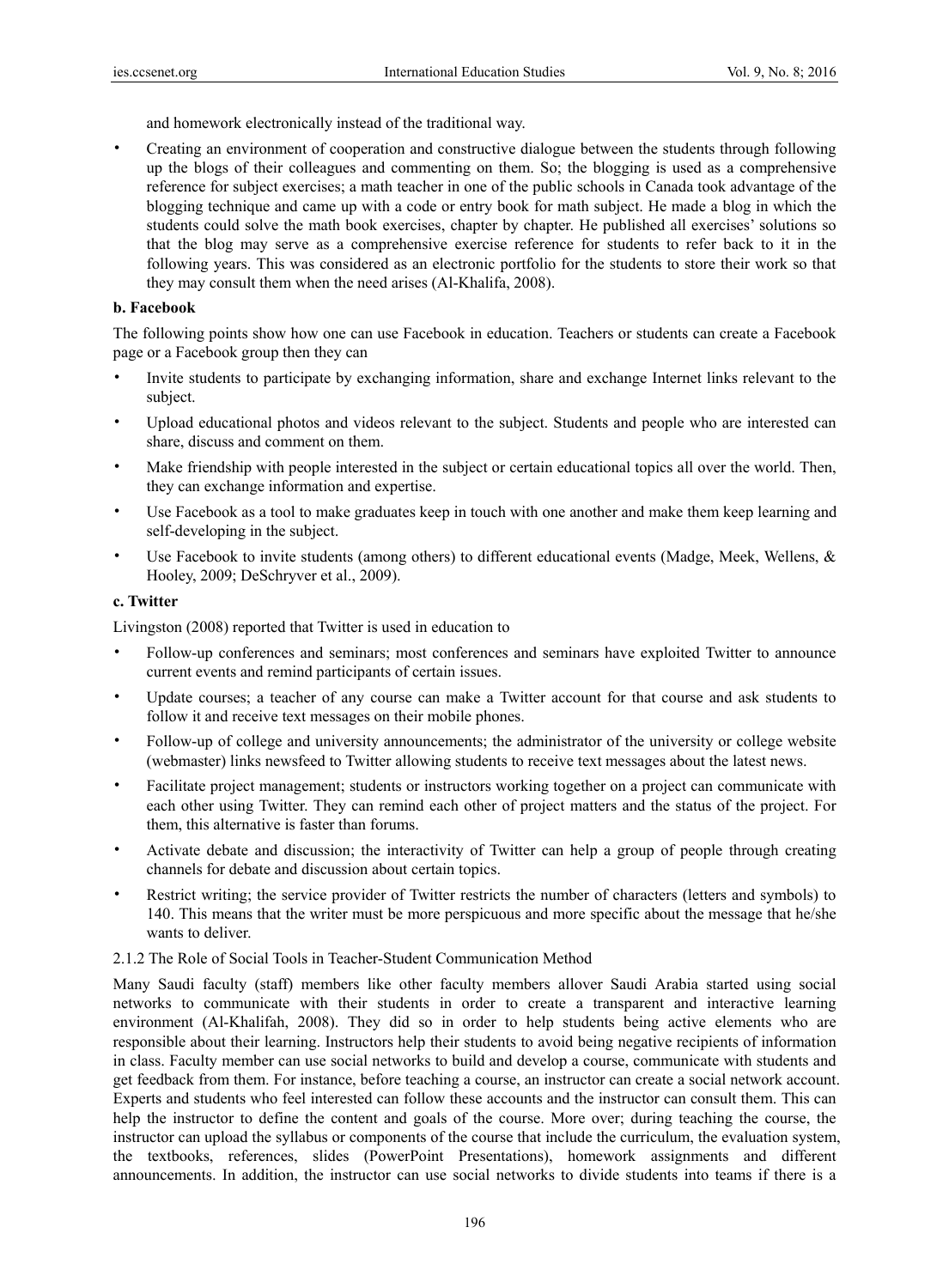and homework electronically instead of the traditional way.

- Creating an environment of cooperation and constructive dialogue between the students through following up the blogs of their colleagues and commenting on them. So; the blogging is used as a comprehensive reference for subject exercises; a math teacher in one of the public schools in Canada took advantage of the blogging technique and came up with a code or entry book for math subject. He made a blog in which the students could solve the math book exercises, chapter by chapter. He published all exercises' solutions so that the blog may serve as a comprehensive exercise reference for students to refer back to it in the following years. This was considered as an electronic portfolio for the students to store their work so that they may consult them when the need arises (Al-Khalifa, 2008).

**b. Facebook**

The following points show how one can use Facebook in education. Teachers or students can create a Facebook page or a Facebook group then they can

- Invite students to participate by exchanging information, share and exchange Internet links relevant to the subject.
- Upload educational photos and videos relevant to the subject. Students and people who are interested can share, discuss and comment on them.
- Make friendship with people interested in the subject or certain educational topics all over the world. Then, they can exchange information and expertise.
- Use Facebook as a tool to make graduates keep in touch with one another and make them keep learning and self-developing in the subject.
- Use Facebook to invite students (among others) to different educational events (Madge, Meek, Wellens, & Hooley, 2009; DeSchryver et al., 2009).

**c. Twitter**

Livingston (2008) reported that Twitter is used in education to

- Follow-up conferences and seminars; most conferences and seminars have exploited Twitter to announce current events and remind participants of certain issues.
- Update courses; a teacher of any course can make a Twitter account for that course and ask students to follow it and receive text messages on their mobile phones.
- Follow-up of college and university announcements; the administrator of the university or college website (webmaster) links newsfeed to Twitter allowing students to receive text messages about the latest news.
- Facilitate project management; students or instructors working together on a project can communicate with each other using Twitter. They can remind each other of project matters and the status of the project. For them, this alternative is faster than forums.
- Activate debate and discussion; the interactivity of Twitter can help a group of people through creating channels for debate and discussion about certain topics.
- Restrict writing; the service provider of Twitter restricts the number of characters (letters and symbols) to 140. This means that the writer must be more perspicuous and more specific about the message that he/she wants to deliver.

### 2.1.2 The Role of Social Tools in Teacher-Student Communication Method

Many Saudi faculty (staff) members like other faculty members allover Saudi Arabia started using social networks to communicate with their students in order to create a transparent and interactive learning environment (Al-Khalifah, 2008). They did so in order to help students being active elements who are responsible about their learning. Instructors help their students to avoid being negative recipients of information in class. Faculty member can use social networks to build and develop a course, communicate with students and get feedback from them. For instance, before teaching a course, an instructor can create a social network account. Experts and students who feel interested can follow these accounts and the instructor can consult them. This can help the instructor to define the content and goals of the course. More over; during teaching the course, the instructor can upload the syllabus or components of the course that include the curriculum, the evaluation system, the textbooks, references, slides (PowerPoint Presentations), homework assignments and different announcements. In addition, the instructor can use social networks to divide students into teams if there is a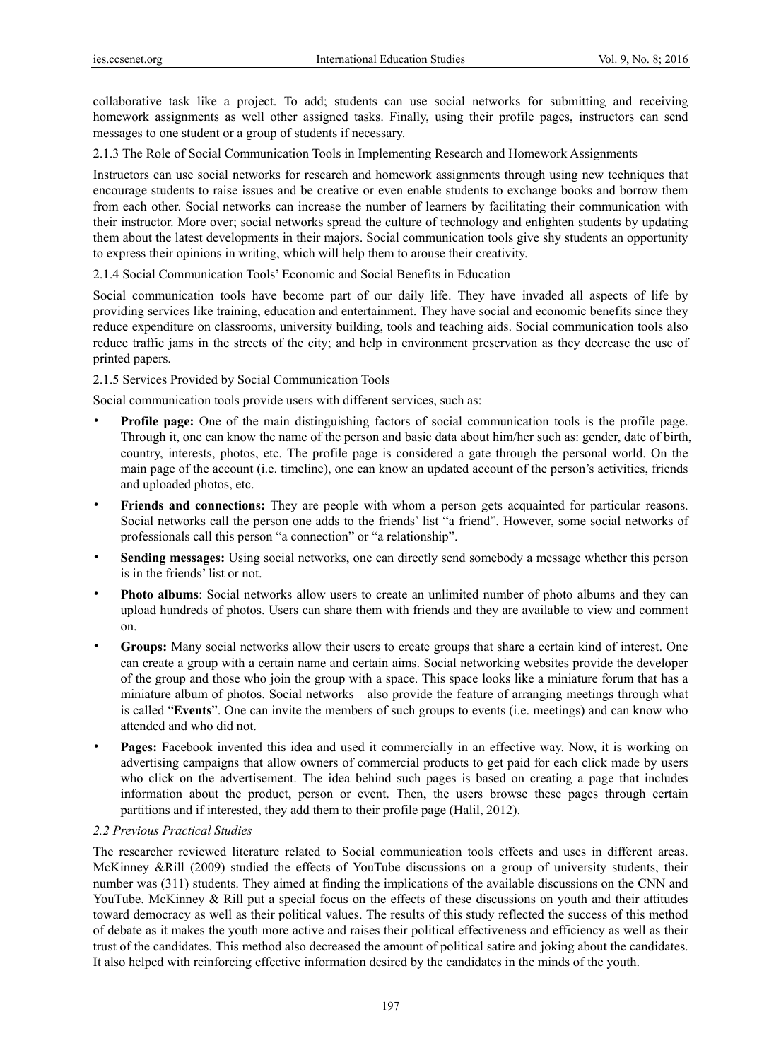collaborative task like a project. To add; students can use social networks for submitting and receiving homework assignments as well other assigned tasks. Finally, using their profile pages, instructors can send messages to one student or a group of students if necessary.

#### 2.1.3 The Role of Social Communication Tools in Implementing Research and Homework Assignments

Instructors can use social networks for research and homework assignments through using new techniques that encourage students to raise issues and be creative or even enable students to exchange books and borrow them from each other. Social networks can increase the number of learners by facilitating their communication with their instructor. More over; social networks spread the culture of technology and enlighten students by updating them about the latest developments in their majors. Social communication tools give shy students an opportunity to express their opinions in writing, which will help them to arouse their creativity.

#### 2.1.4 Social Communication Tools' Economic and Social Benefits in Education

Social communication tools have become part of our daily life. They have invaded all aspects of life by providing services like training, education and entertainment. They have social and economic benefits since they reduce expenditure on classrooms, university building, tools and teaching aids. Social communication tools also reduce traffic jams in the streets of the city; and help in environment preservation as they decrease the use of printed papers.

#### 2.1.5 Services Provided by Social Communication Tools

Social communication tools provide users with different services, such as:

- **Profile page:** One of the main distinguishing factors of social communication tools is the profile page. Through it, one can know the name of the person and basic data about him/her such as: gender, date of birth, country, interests, photos, etc. The profile page is considered a gate through the personal world. On the main page of the account (i.e. timeline), one can know an updated account of the person's activities, friends and uploaded photos, etc.
- **Friends and connections:** They are people with whom a person gets acquainted for particular reasons. Social networks call the person one adds to the friends' list "a friend". However, some social networks of professionals call this person "a connection" or "a relationship".
- **Sending messages:** Using social networks, one can directly send somebody a message whether this person is in the friends' list or not.
- **Photo albums**: Social networks allow users to create an unlimited number of photo albums and they can upload hundreds of photos. Users can share them with friends and they are available to view and comment on.
- **Groups:** Many social networks allow their users to create groups that share a certain kind of interest. One can create a group with a certain name and certain aims. Social networking websites provide the developer of the group and those who join the group with a space. This space looks like a miniature forum that has a miniature album of photos. Social networks also provide the feature of arranging meetings through what is called "**Events**". One can invite the members of such groups to events (i.e. meetings) and can know who attended and who did not.
- **Pages:** Facebook invented this idea and used it commercially in an effective way. Now, it is working on advertising campaigns that allow owners of commercial products to get paid for each click made by users who click on the advertisement. The idea behind such pages is based on creating a page that includes information about the product, person or event. Then, the users browse these pages through certain partitions and if interested, they add them to their profile page (Halil, 2012).

### *2.2 Previous Practical Studies*

The researcher reviewed literature related to Social communication tools effects and uses in different areas. McKinney &Rill (2009) studied the effects of YouTube discussions on a group of university students, their number was (311) students. They aimed at finding the implications of the available discussions on the CNN and YouTube. McKinney & Rill put a special focus on the effects of these discussions on youth and their attitudes toward democracy as well as their political values. The results of this study reflected the success of this method of debate as it makes the youth more active and raises their political effectiveness and efficiency as well as their trust of the candidates. This method also decreased the amount of political satire and joking about the candidates. It also helped with reinforcing effective information desired by the candidates in the minds of the youth.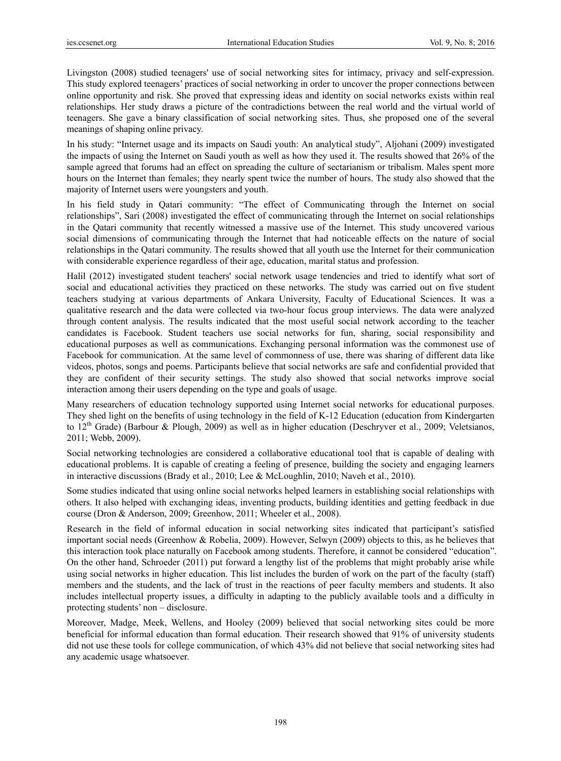Livingston (2008) studied teenagers' use of social networking sites for intimacy, privacy and self-expression. This study explored teenagers' practices of social networking in order to uncover the proper connections between online opportunity and risk. She proved that expressing ideas and identity on social networks exists within real relationships. Her study draws a picture of the contradictions between the real world and the virtual world of teenagers. She gave a binary classification of social networking sites. Thus, she proposed one of the several meanings of shaping online privacy.

In his study: "Internet usage and its impacts on Saudi youth: An analytical study", Aljohani (2009) investigated the impacts of using the Internet on Saudi youth as well as how they used it. The results showed that 26% of the sample agreed that forums had an effect on spreading the culture of sectarianism or tribalism. Males spent more hours on the Internet than females; they nearly spent twice the number of hours. The study also showed that the majority of Internet users were youngsters and youth.

In his field study in Qatari community: "The effect of Communicating through the Internet on social relationships", Sari (2008) investigated the effect of communicating through the Internet on social relationships in the Qatari community that recently witnessed a massive use of the Internet. This study uncovered various social dimensions of communicating through the Internet that had noticeable effects on the nature of social relationships in the Qatari community. The results showed that all youth use the Internet for their communication with considerable experience regardless of their age, education, marital status and profession.

Halil (2012) investigated student teachers' social network usage tendencies and tried to identify what sort of social and educational activities they practiced on these networks. The study was carried out on five student teachers studying at various departments of Ankara University, Faculty of Educational Sciences. It was a qualitative research and the data were collected via two-hour focus group interviews. The data were analyzed through content analysis. The results indicated that the most useful social network according to the teacher candidates is Facebook. Student teachers use social networks for fun, sharing, social responsibility and educational purposes as well as communications. Exchanging personal information was the commonest use of Facebook for communication. At the same level of commonness of use, there was sharing of different data like videos, photos, songs and poems. Participants believe that social networks are safe and confidential provided that they are confident of their security settings. The study also showed that social networks improve social interaction among their users depending on the type and goals of usage.

Many researchers of education technology supported using Internet social networks for educational purposes. They shed light on the benefits of using technology in the field of K-12 Education (education from Kindergarten to 12th Grade) (Barbour & Plough, 2009) as well as in higher education (Deschryver et al., 2009; Veletsianos, 2011; Webb, 2009).

Social networking technologies are considered a collaborative educational tool that is capable of dealing with educational problems. It is capable of creating a feeling of presence, building the society and engaging learners in interactive discussions (Brady et al., 2010; Lee & McLoughlin, 2010; Naveh et al., 2010).

Some studies indicated that using online social networks helped learners in establishing social relationships with others. It also helped with exchanging ideas, inventing products, building identities and getting feedback in due course (Dron & Anderson, 2009; Greenhow, 2011; Wheeler et al., 2008).

Research in the field of informal education in social networking sites indicated that participant's satisfied important social needs (Greenhow & Robelia, 2009). However, Selwyn (2009) objects to this, as he believes that this interaction took place naturally on Facebook among students. Therefore, it cannot be considered "education". On the other hand, Schroeder (2011) put forward a lengthy list of the problems that might probably arise while using social networks in higher education. This list includes the burden of work on the part of the faculty (staff) members and the students, and the lack of trust in the reactions of peer faculty members and students. It also includes intellectual property issues, a difficulty in adapting to the publicly available tools and a difficulty in protecting students' non – disclosure.

Moreover, Madge, Meek, Wellens, and Hooley (2009) believed that social networking sites could be more beneficial for informal education than formal education. Their research showed that 91% of university students did not use these tools for college communication, of which 43% did not believe that social networking sites had any academic usage whatsoever.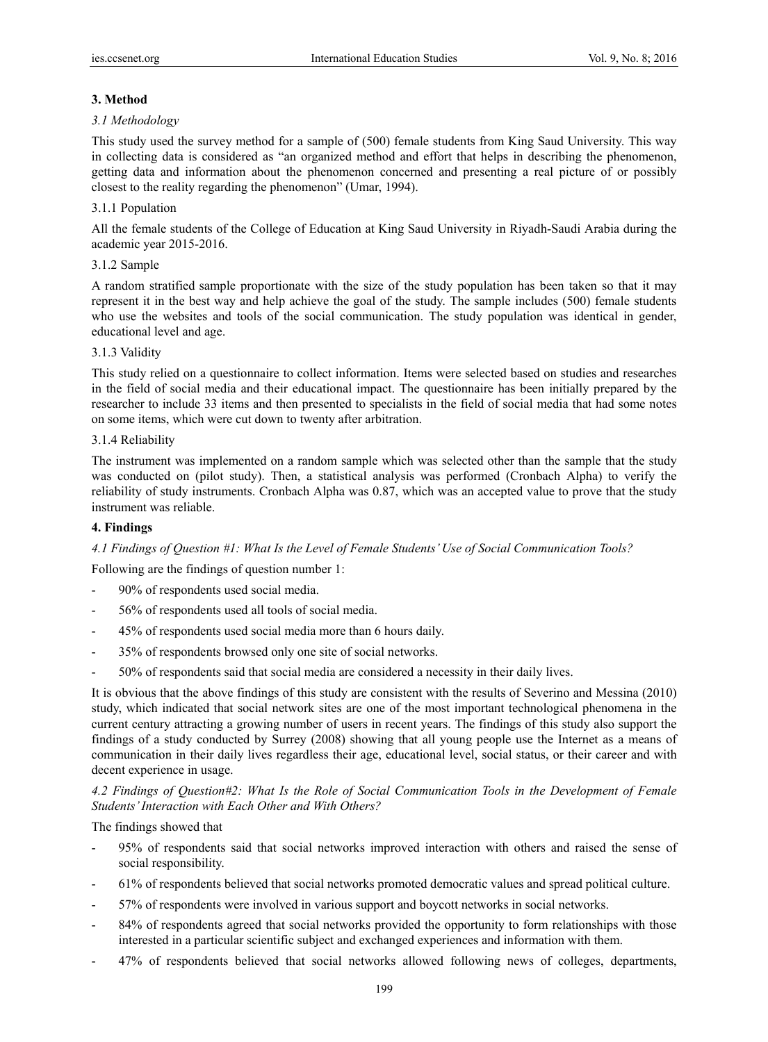## 3. Method

### *3.1 Methodology*

This study used the survey method for a sample of (500) female students from King Saud University. This way in collecting data is considered as "an organized method and effort that helps in describing the phenomenon, getting data and information about the phenomenon concerned and presenting a real picture of or possibly closest to the reality regarding the phenomenon" (Umar, 1994).

#### 3.1.1 Population

All the female students of the College of Education at King Saud University in Riyadh-Saudi Arabia during the academic year 2015-2016.

#### 3.1.2 Sample

A random stratified sample proportionate with the size of the study population has been taken so that it may represent it in the best way and help achieve the goal of the study. The sample includes (500) female students who use the websites and tools of the social communication. The study population was identical in gender, educational level and age.

#### 3.1.3 Validity

This study relied on a questionnaire to collect information. Items were selected based on studies and researches in the field of social media and their educational impact. The questionnaire has been initially prepared by the researcher to include 33 items and then presented to specialists in the field of social media that had some notes on some items, which were cut down to twenty after arbitration.

#### 3.1.4 Reliability

The instrument was implemented on a random sample which was selected other than the sample that the study was conducted on (pilot study). Then, a statistical analysis was performed (Cronbach Alpha) to verify the reliability of study instruments. Cronbach Alpha was 0.87, which was an accepted value to prove that the study instrument was reliable.

## 4. Findings

### *4.1 Findings of Question #1: What Is the Level of Female Students' Use of Social Communication Tools?*

Following are the findings of question number 1:

- 90% of respondents used social media.
- 56% of respondents used all tools of social media.
- 45% of respondents used social media more than 6 hours daily.
- 35% of respondents browsed only one site of social networks.
- 50% of respondents said that social media are considered a necessity in their daily lives.

It is obvious that the above findings of this study are consistent with the results of Severino and Messina (2010) study, which indicated that social network sites are one of the most important technological phenomena in the current century attracting a growing number of users in recent years. The findings of this study also support the findings of a study conducted by Surrey (2008) showing that all young people use the Internet as a means of communication in their daily lives regardless their age, educational level, social status, or their career and with decent experience in usage.

### *4.2 Findings of Question#2: What Is the Role of Social Communication Tools in the Development of Female Students' Interaction with Each Other and With Others?*

The findings showed that

- 95% of respondents said that social networks improved interaction with others and raised the sense of social responsibility.
- 61% of respondents believed that social networks promoted democratic values and spread political culture.
- 57% of respondents were involved in various support and boycott networks in social networks.
- 84% of respondents agreed that social networks provided the opportunity to form relationships with those interested in a particular scientific subject and exchanged experiences and information with them.
- 47% of respondents believed that social networks allowed following news of colleges, departments,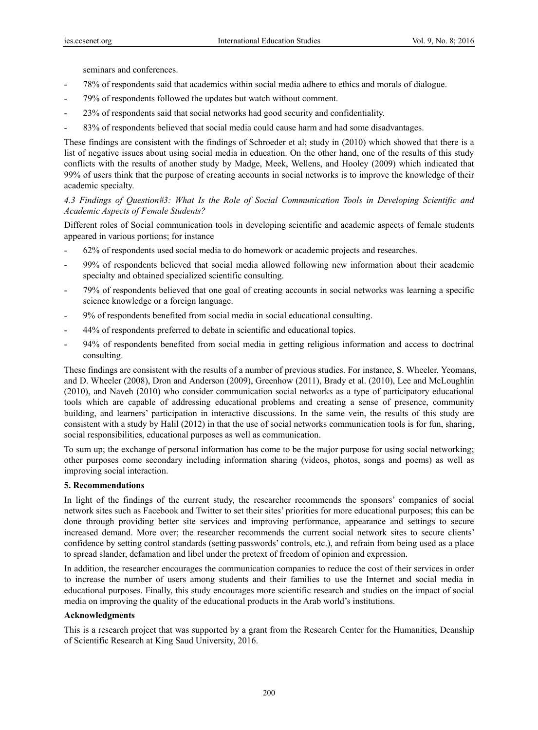seminars and conferences.

- 78% of respondents said that academics within social media adhere to ethics and morals of dialogue.
- 79% of respondents followed the updates but watch without comment.
- 23% of respondents said that social networks had good security and confidentiality.
- 83% of respondents believed that social media could cause harm and had some disadvantages.

These findings are consistent with the findings of Schroeder et al; study in (2010) which showed that there is a list of negative issues about using social media in education. On the other hand, one of the results of this study conflicts with the results of another study by Madge, Meek, Wellens, and Hooley (2009) which indicated that 99% of users think that the purpose of creating accounts in social networks is to improve the knowledge of their academic specialty.

### *4.3 Findings of Question#3: What Is the Role of Social Communication Tools in Developing Scientific and Academic Aspects of Female Students?*

Different roles of Social communication tools in developing scientific and academic aspects of female students appeared in various portions; for instance

- 62% of respondents used social media to do homework or academic projects and researches.
- 99% of respondents believed that social media allowed following new information about their academic specialty and obtained specialized scientific consulting.
- 79% of respondents believed that one goal of creating accounts in social networks was learning a specific science knowledge or a foreign language.
- 9% of respondents benefited from social media in social educational consulting.
- 44% of respondents preferred to debate in scientific and educational topics.
- 94% of respondents benefited from social media in getting religious information and access to doctrinal consulting.

These findings are consistent with the results of a number of previous studies. For instance, S. Wheeler, Yeomans, and D. Wheeler (2008), Dron and Anderson (2009), Greenhow (2011), Brady et al. (2010), Lee and McLoughlin (2010), and Naveh (2010) who consider communication social networks as a type of participatory educational tools which are capable of addressing educational problems and creating a sense of presence, community building, and learners' participation in interactive discussions. In the same vein, the results of this study are consistent with a study by Halil (2012) in that the use of social networks communication tools is for fun, sharing, social responsibilities, educational purposes as well as communication.

To sum up; the exchange of personal information has come to be the major purpose for using social networking; other purposes come secondary including information sharing (videos, photos, songs and poems) as well as improving social interaction.

## 5. Recommendations

In light of the findings of the current study, the researcher recommends the sponsors' companies of social network sites such as Facebook and Twitter to set their sites' priorities for more educational purposes; this can be done through providing better site services and improving performance, appearance and settings to secure increased demand. More over; the researcher recommends the current social network sites to secure clients' confidence by setting control standards (setting passwords' controls, etc.), and refrain from being used as a place to spread slander, defamation and libel under the pretext of freedom of opinion and expression.

In addition, the researcher encourages the communication companies to reduce the cost of their services in order to increase the number of users among students and their families to use the Internet and social media in educational purposes. Finally, this study encourages more scientific research and studies on the impact of social media on improving the quality of the educational products in the Arab world's institutions.

## Acknowledgments

This is a research project that was supported by a grant from the Research Center for the Humanities, Deanship of Scientific Research at King Saud University, 2016.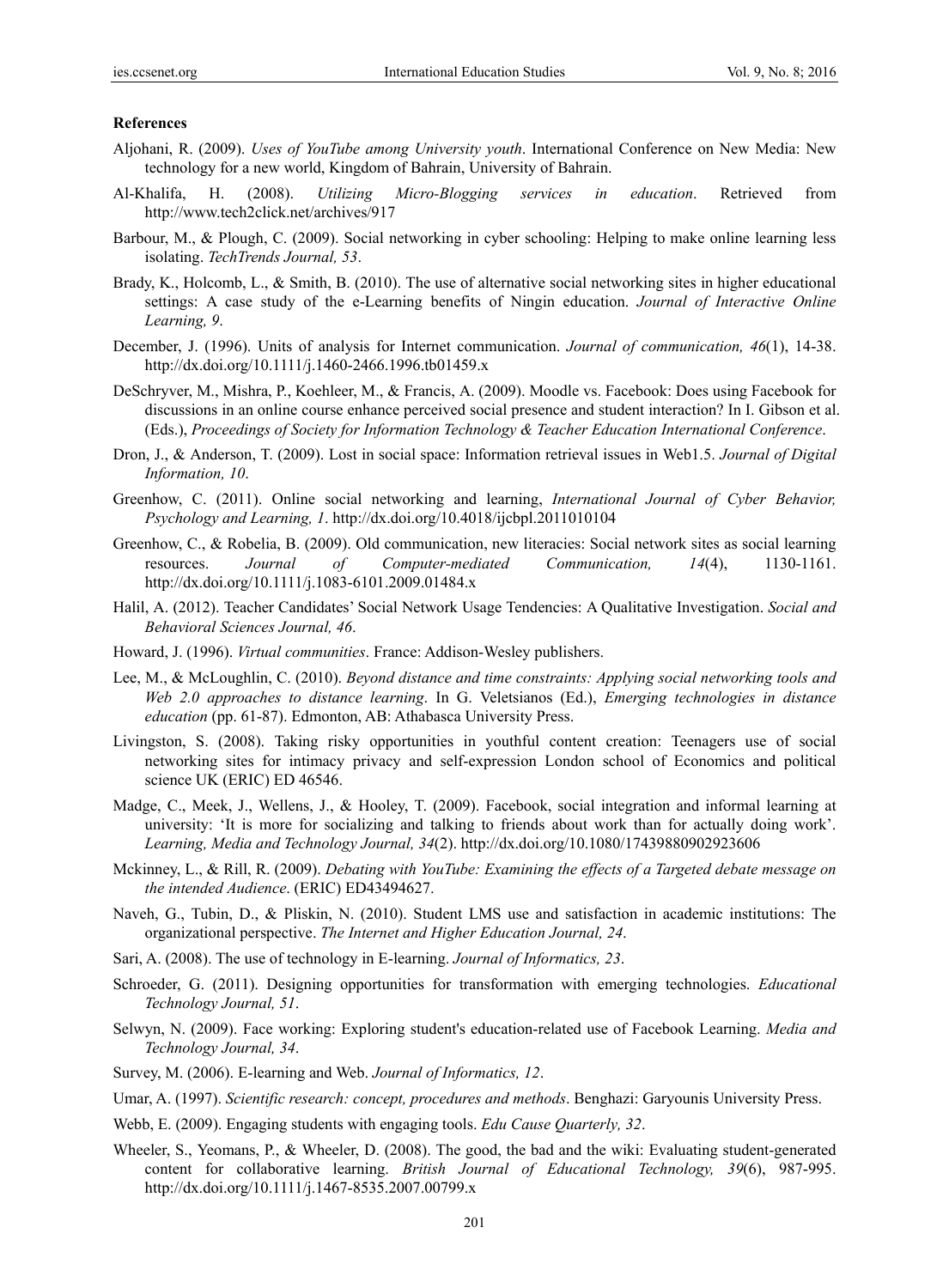### References

Aljohani, R. (2009). *Uses of YouTube among University youth*. International Conference on New Media: New technology for a new world, Kingdom of Bahrain, University of Bahrain.

Al-Khalifa, H. (2008). *Utilizing Micro-Blogging services in education*. Retrieved from http://www.tech2click.net/archives/917

Barbour, M., & Plough, C. (2009). Social networking in cyber schooling: Helping to make online learning less isolating. *TechTrends Journal, 53*.

Brady, K., Holcomb, L., & Smith, B. (2010). The use of alternative social networking sites in higher educational settings: A case study of the e-Learning benefits of Ningin education. *Journal of Interactive Online Learning, 9*.

December, J. (1996). Units of analysis for Internet communication. *Journal of communication, 46*(1), 14-38. http://dx.doi.org/10.1111/j.1460-2466.1996.tb01459.x

DeSchryver, M., Mishra, P., Koehleer, M., & Francis, A. (2009). Moodle vs. Facebook: Does using Facebook for discussions in an online course enhance perceived social presence and student interaction? In I. Gibson et al. (Eds.), *Proceedings of Society for Information Technology & Teacher Education International Conference*.

Dron, J., & Anderson, T. (2009). Lost in social space: Information retrieval issues in Web1.5. *Journal of Digital Information, 10*.

Greenhow, C. (2011). Online social networking and learning, *International Journal of Cyber Behavior, Psychology and Learning, 1*. http://dx.doi.org/10.4018/ijcbpl.2011010104

Greenhow, C., & Robelia, B. (2009). Old communication, new literacies: Social network sites as social learning resources. *Journal of Computer-mediated Communication, 14*(4), 1130-1161. http://dx.doi.org/10.1111/j.1083-6101.2009.01484.x

Halil, A. (2012). Teacher Candidates' Social Network Usage Tendencies: A Qualitative Investigation. *Social and Behavioral Sciences Journal, 46*.

Howard, J. (1996). *Virtual communities*. France: Addison-Wesley publishers.

Lee, M., & McLoughlin, C. (2010). *Beyond distance and time constraints: Applying social networking tools and Web 2.0 approaches to distance learning*. In G. Veletsianos (Ed.), *Emerging technologies in distance education* (pp. 61-87). Edmonton, AB: Athabasca University Press.

Livingston, S. (2008). Taking risky opportunities in youthful content creation: Teenagers use of social networking sites for intimacy privacy and self-expression London school of Economics and political science UK (ERIC) ED 46546.

Madge, C., Meek, J., Wellens, J., & Hooley, T. (2009). Facebook, social integration and informal learning at university: 'It is more for socializing and talking to friends about work than for actually doing work'. *Learning, Media and Technology Journal, 34*(2). http://dx.doi.org/10.1080/17439880902923606

Mckinney, L., & Rill, R. (2009). *Debating with YouTube: Examining the effects of a Targeted debate message on the intended Audience*. (ERIC) ED43494627.

Naveh, G., Tubin, D., & Pliskin, N. (2010). Student LMS use and satisfaction in academic institutions: The organizational perspective. *The Internet and Higher Education Journal, 24*.

Sari, A. (2008). The use of technology in E-learning. *Journal of Informatics, 23*.

Schroeder, G. (2011). Designing opportunities for transformation with emerging technologies. *Educational Technology Journal, 51*.

Selwyn, N. (2009). Face working: Exploring student's education-related use of Facebook Learning. *Media and Technology Journal, 34*.

Survey, M. (2006). E-learning and Web. *Journal of Informatics, 12*.

Umar, A. (1997). *Scientific research: concept, procedures and methods*. Benghazi: Garyounis University Press.

Webb, E. (2009). Engaging students with engaging tools. *Edu Cause Quarterly, 32*.

Wheeler, S., Yeomans, P., & Wheeler, D. (2008). The good, the bad and the wiki: Evaluating student-generated content for collaborative learning. *British Journal of Educational Technology, 39*(6), 987-995. http://dx.doi.org/10.1111/j.1467-8535.2007.00799.x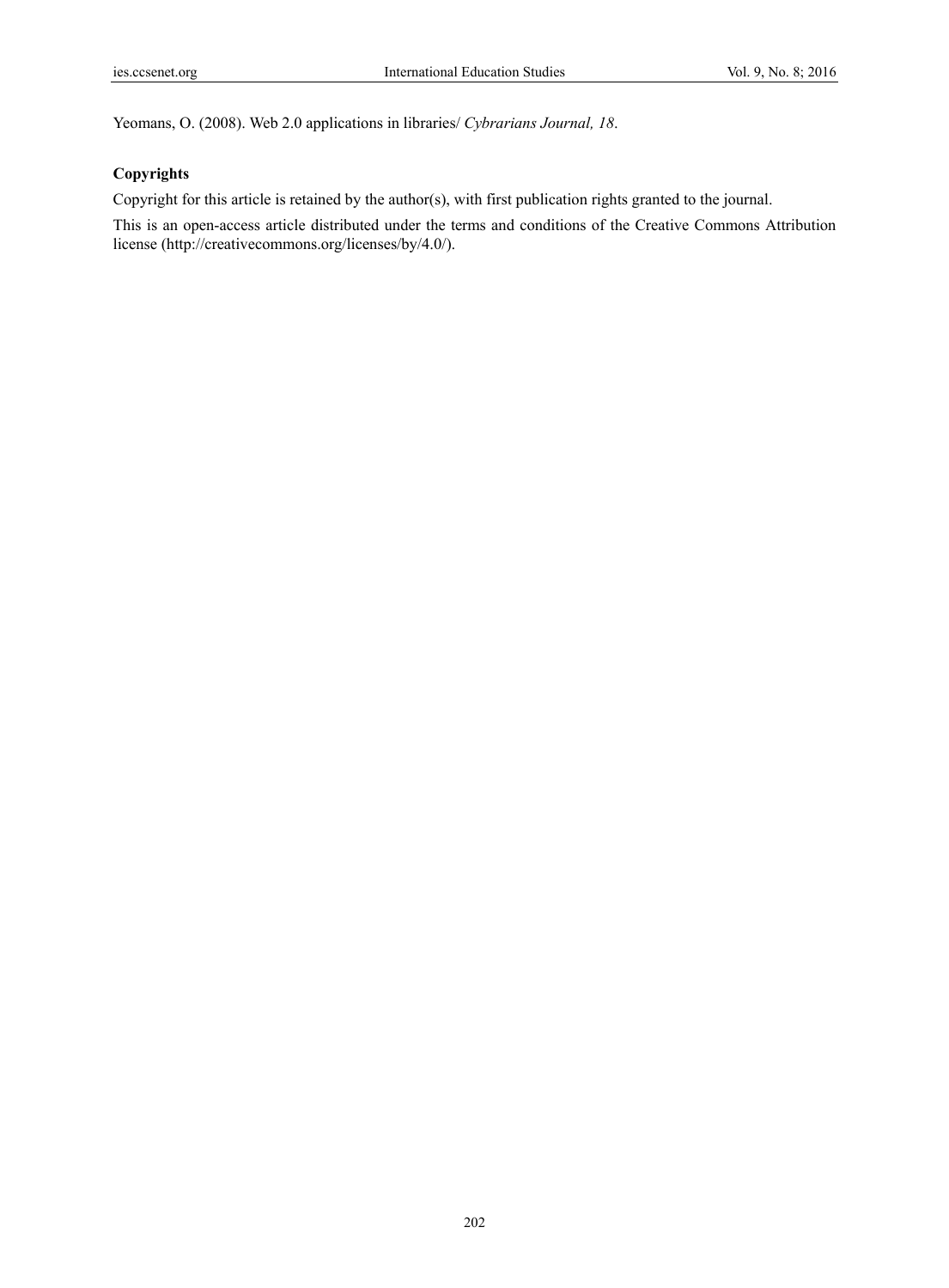Yeomans, O. (2008). Web 2.0 applications in libraries/ *Cybrarians Journal, 18*.

**Copyrights**

Copyright for this article is retained by the author(s), with first publication rights granted to the journal.

This is an open-access article distributed under the terms and conditions of the Creative Commons Attribution license (http://creativecommons.org/licenses/by/4.0/).